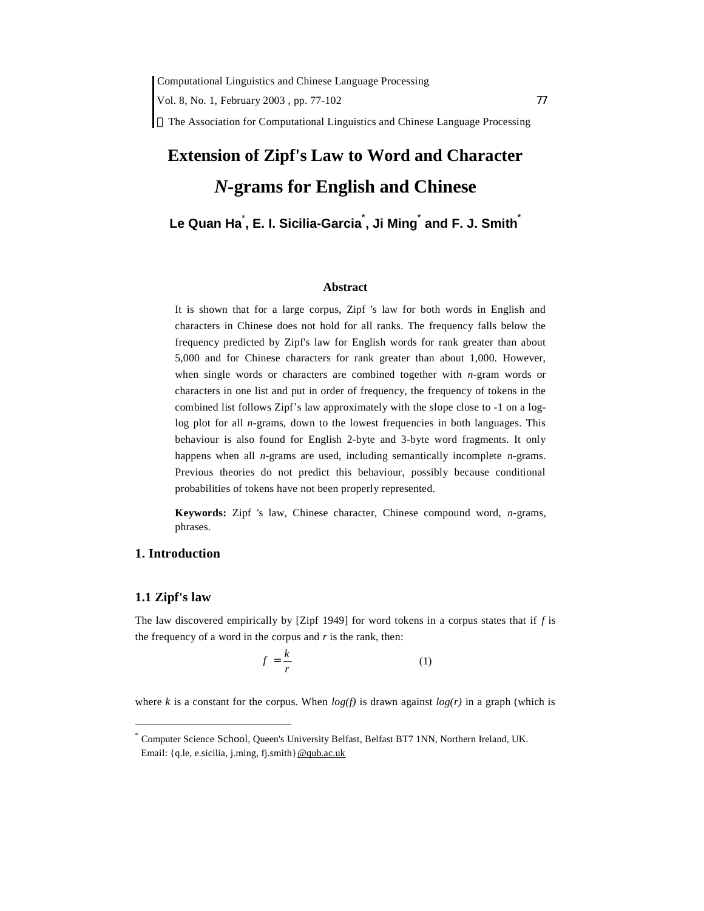# Extension of Zipf's Law to Word and Character *N*-grams for English and Chinese

**Le Quan Ha[\*], E. I. Sicilia-Garcia[\*], Ji Ming[\*] and F. J. Smith[\*]**

### Abstract

It is shown that for a large corpus, Zipf 's law for both words in English and characters in Chinese does not hold for all ranks. The frequency falls below the frequency predicted by Zipf's law for English words for rank greater than about 5,000 and for Chinese characters for rank greater than about 1,000. However, when single words or characters are combined together with *n*-gram words or characters in one list and put in order of frequency, the frequency of tokens in the combined list follows Zipf's law approximately with the slope close to -1 on a log-log plot for all *n*-grams, down to the lowest frequencies in both languages. This behaviour is also found for English 2-byte and 3-byte word fragments. It only happens when all *n*-grams are used, including semantically incomplete *n*-grams. Previous theories do not predict this behaviour, possibly because conditional probabilities of tokens have not been properly represented.

**Keywords:** Zipf 's law, Chinese character, Chinese compound word, *n*-grams, phrases.

## 1. Introduction

### 1.1 Zipf's law

The law discovered empirically by [Zipf 1949] for word tokens in a corpus states that if $f$ is the frequency of a word in the corpus and $r$ is the rank, then:

$$f = \frac{k}{r} \qquad (1)$$

where $k$ is a constant for the corpus. When *log(f)* is drawn against *log(r)* in a graph (which is

[\*] Computer Science School, Queen's University Belfast, Belfast BT7 1NN, Northern Ireland, UK. Email: {q.le, e.sicilia, j.ming, fj.smith}@qub.ac.uk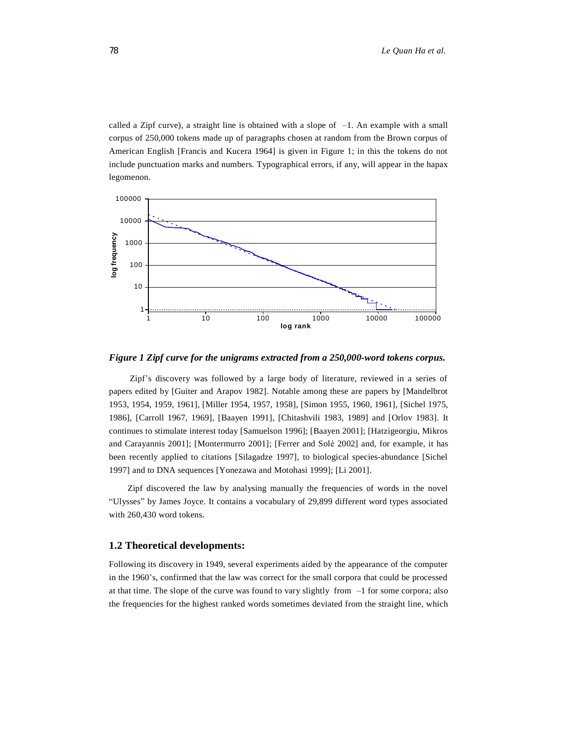called a Zipf curve), a straight line is obtained with a slope of –1. An example with a small corpus of 250,000 tokens made up of paragraphs chosen at random from the Brown corpus of American English [Francis and Kucera 1964] is given in Figure 1; in this the tokens do not include punctuation marks and numbers. Typographical errors, if any, will appear in the hapax legomenon.

***Figure 1 Zipf curve for the unigrams extracted from a 250,000-word tokens corpus.***

Zipf's discovery was followed by a large body of literature, reviewed in a series of papers edited by [Guiter and Arapov 1982]. Notable among these are papers by [Mandelbrot 1953, 1954, 1959, 1961], [Miller 1954, 1957, 1958], [Simon 1955, 1960, 1961], [Sichel 1975, 1986], [Carroll 1967, 1969], [Baayen 1991], [Chitashvili 1983, 1989] and [Orlov 1983]. It continues to stimulate interest today [Samuelson 1996]; [Baayen 2001]; [Hatzigeorgiu, Mikros and Carayannis 2001]; [Montermurro 2001]; [Ferrer and Solé 2002] and, for example, it has been recently applied to citations [Silagadze 1997], to biological species-abundance [Sichel 1997] and to DNA sequences [Yonezawa and Motohasi 1999]; [Li 2001].

Zipf discovered the law by analysing manually the frequencies of words in the novel "Ulysses" by James Joyce. It contains a vocabulary of 29,899 different word types associated with 260,430 word tokens.

### 1.2 Theoretical developments:

Following its discovery in 1949, several experiments aided by the appearance of the computer in the 1960's, confirmed that the law was correct for the small corpora that could be processed at that time. The slope of the curve was found to vary slightly from –1 for some corpora; also the frequencies for the highest ranked words sometimes deviated from the straight line, which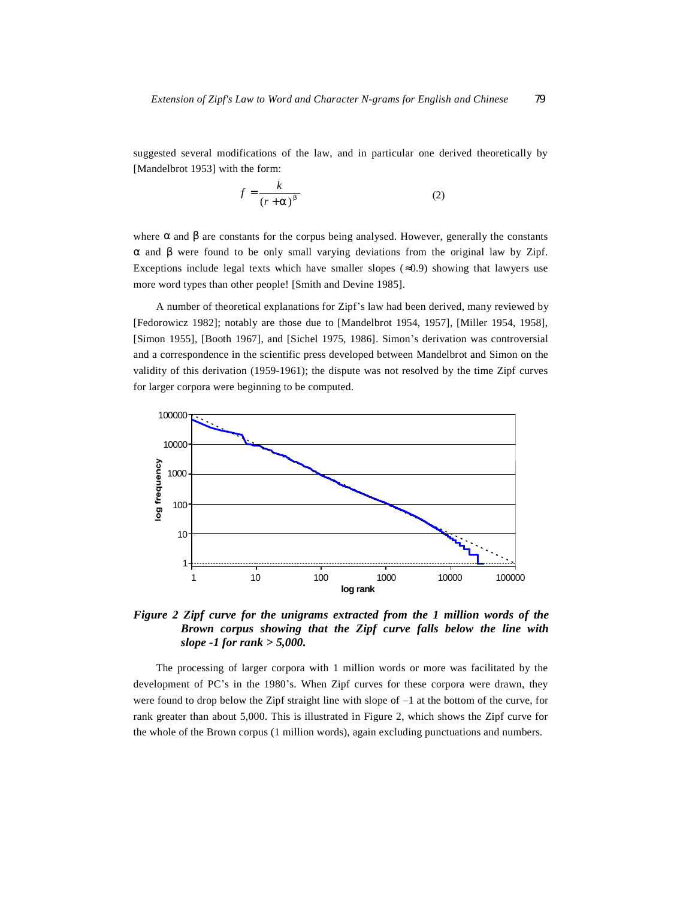suggested several modifications of the law, and in particular one derived theoretically by [Mandelbrot 1953] with the form:

$$f = \frac{k}{(r + \alpha)^{\beta}} \qquad (2)$$

where $\alpha$ and $\beta$ are constants for the corpus being analysed. However, generally the constants $\alpha$ and $\beta$ were found to be only small varying deviations from the original law by Zipf. Exceptions include legal texts which have smaller slopes ($\approx$0.9) showing that lawyers use more word types than other people! [Smith and Devine 1985].

A number of theoretical explanations for Zipf's law had been derived, many reviewed by [Fedorowicz 1982]; notably are those due to [Mandelbrot 1954, 1957], [Miller 1954, 1958], [Simon 1955], [Booth 1967], and [Sichel 1975, 1986]. Simon's derivation was controversial and a correspondence in the scientific press developed between Mandelbrot and Simon on the validity of this derivation (1959-1961); the dispute was not resolved by the time Zipf curves for larger corpora were beginning to be computed.

***Figure 2 Zipf curve for the unigrams extracted from the 1 million words of the Brown corpus showing that the Zipf curve falls below the line with slope -1 for rank > 5,000.***

The processing of larger corpora with 1 million words or more was facilitated by the development of PC's in the 1980's. When Zipf curves for these corpora were drawn, they were found to drop below the Zipf straight line with slope of –1 at the bottom of the curve, for rank greater than about 5,000. This is illustrated in Figure 2, which shows the Zipf curve for the whole of the Brown corpus (1 million words), again excluding punctuations and numbers.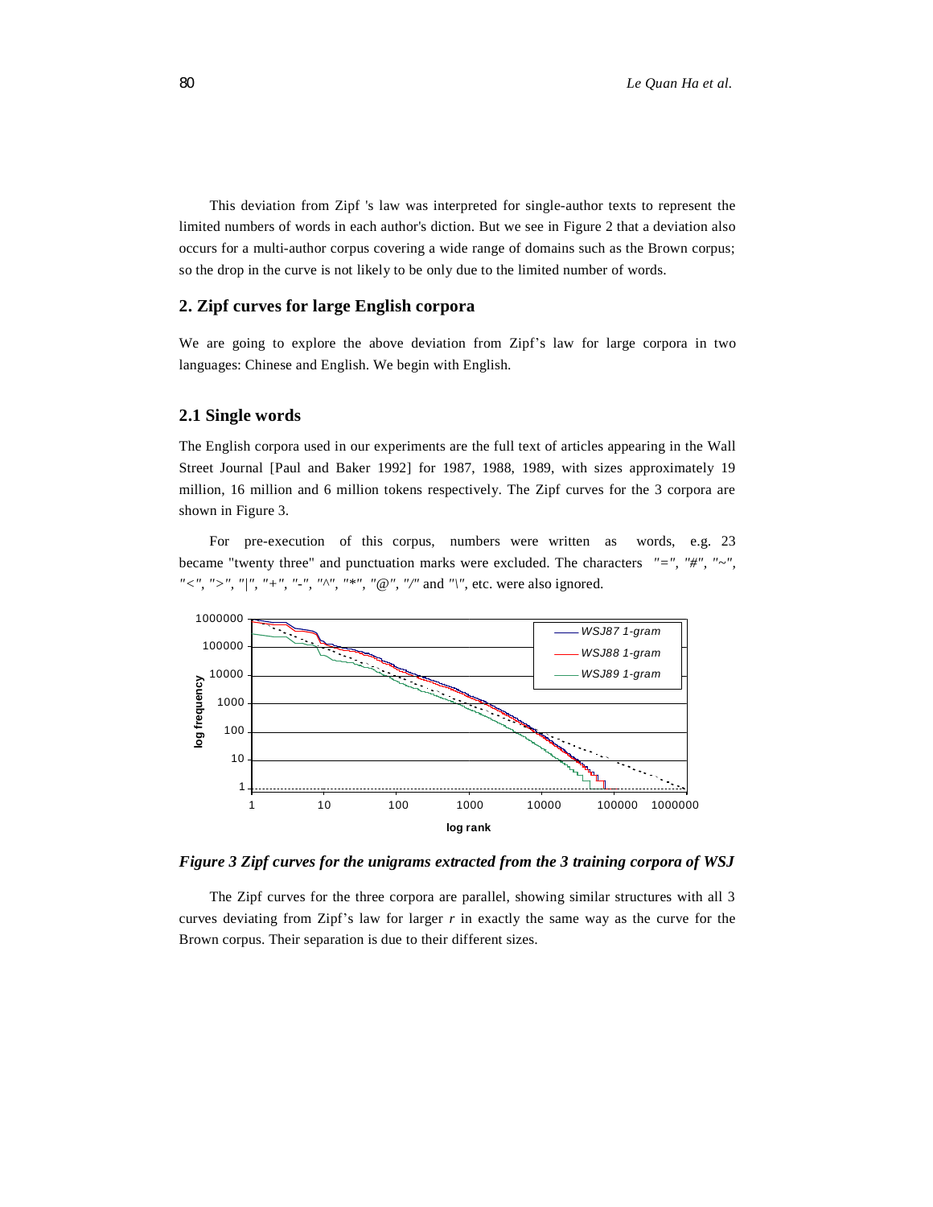This deviation from Zipf 's law was interpreted for single-author texts to represent the limited numbers of words in each author's diction. But we see in Figure 2 that a deviation also occurs for a multi-author corpus covering a wide range of domains such as the Brown corpus; so the drop in the curve is not likely to be only due to the limited number of words.

## 2. Zipf curves for large English corpora

We are going to explore the above deviation from Zipf's law for large corpora in two languages: Chinese and English. We begin with English.

### 2.1 Single words

The English corpora used in our experiments are the full text of articles appearing in the Wall Street Journal [Paul and Baker 1992] for 1987, 1988, 1989, with sizes approximately 19 million, 16 million and 6 million tokens respectively. The Zipf curves for the 3 corpora are shown in Figure 3.

For pre-execution of this corpus, numbers were written as words, e.g. 23 became "twenty three" and punctuation marks were excluded. The characters "=", "#", "~", "<", ">", "|", "+", "-", "^", "*", "@", "/" and "\", etc. were also ignored.

***Figure 3 Zipf curves for the unigrams extracted from the 3 training corpora of WSJ***

The Zipf curves for the three corpora are parallel, showing similar structures with all 3 curves deviating from Zipf's law for larger $r$ in exactly the same way as the curve for the Brown corpus. Their separation is due to their different sizes.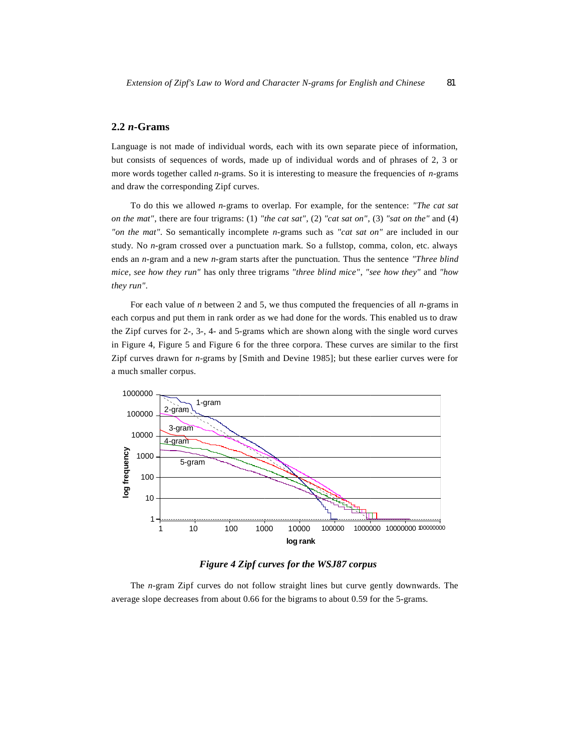## 2.2 *n*-Grams

Language is not made of individual words, each with its own separate piece of information, but consists of sequences of words, made up of individual words and of phrases of 2, 3 or more words together called *n*-grams. So it is interesting to measure the frequencies of *n*-grams and draw the corresponding Zipf curves.

To do this we allowed *n*-grams to overlap. For example, for the sentence: *"The cat sat on the mat"*, there are four trigrams: (1) *"the cat sat"*, (2) *"cat sat on"*, (3) *"sat on the"* and (4) *"on the mat"*. So semantically incomplete *n*-grams such as *"cat sat on"* are included in our study. No *n*-gram crossed over a punctuation mark. So a fullstop, comma, colon, etc. always ends an *n*-gram and a new *n*-gram starts after the punctuation. Thus the sentence *"Three blind mice, see how they run"* has only three trigrams *"three blind mice"*, *"see how they"* and *"how they run"*.

For each value of *n* between 2 and 5, we thus computed the frequencies of all *n*-grams in each corpus and put them in rank order as we had done for the words. This enabled us to draw the Zipf curves for 2-, 3-, 4- and 5-grams which are shown along with the single word curves in Figure 4, Figure 5 and Figure 6 for the three corpora. These curves are similar to the first Zipf curves drawn for *n*-grams by [Smith and Devine 1985]; but these earlier curves were for a much smaller corpus.

***Figure 4 Zipf curves for the WSJ87 corpus***

The *n*-gram Zipf curves do not follow straight lines but curve gently downwards. The average slope decreases from about 0.66 for the bigrams to about 0.59 for the 5-grams.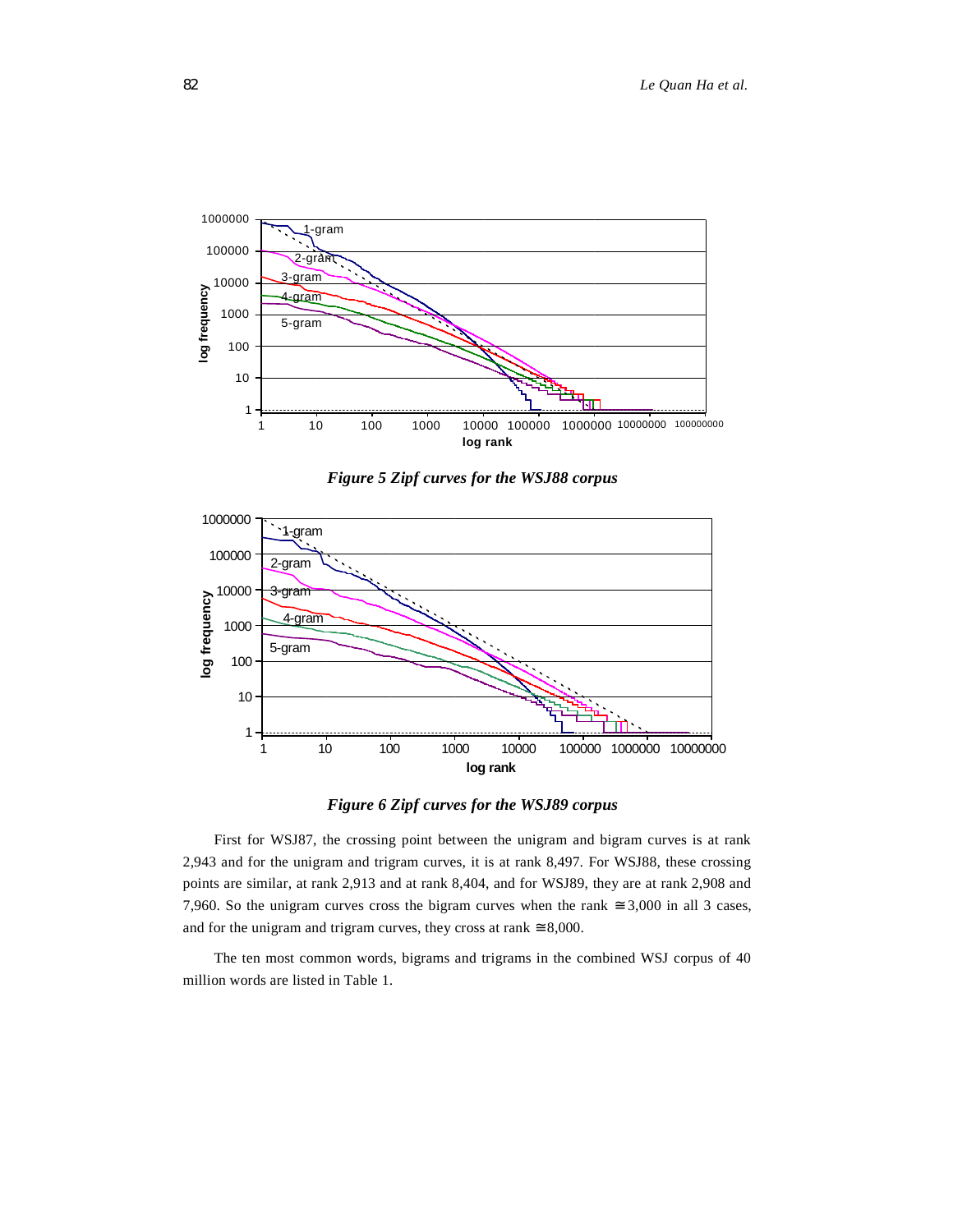*Figure 5 Zipf curves for the WSJ88 corpus*

*Figure 6 Zipf curves for the WSJ89 corpus*

First for WSJ87, the crossing point between the unigram and bigram curves is at rank 2,943 and for the unigram and trigram curves, it is at rank 8,497. For WSJ88, these crossing points are similar, at rank 2,913 and at rank 8,404, and for WSJ89, they are at rank 2,908 and 7,960. So the unigram curves cross the bigram curves when the rank $\cong$ 3,000 in all 3 cases, and for the unigram and trigram curves, they cross at rank $\cong$ 8,000.

The ten most common words, bigrams and trigrams in the combined WSJ corpus of 40 million words are listed in Table 1.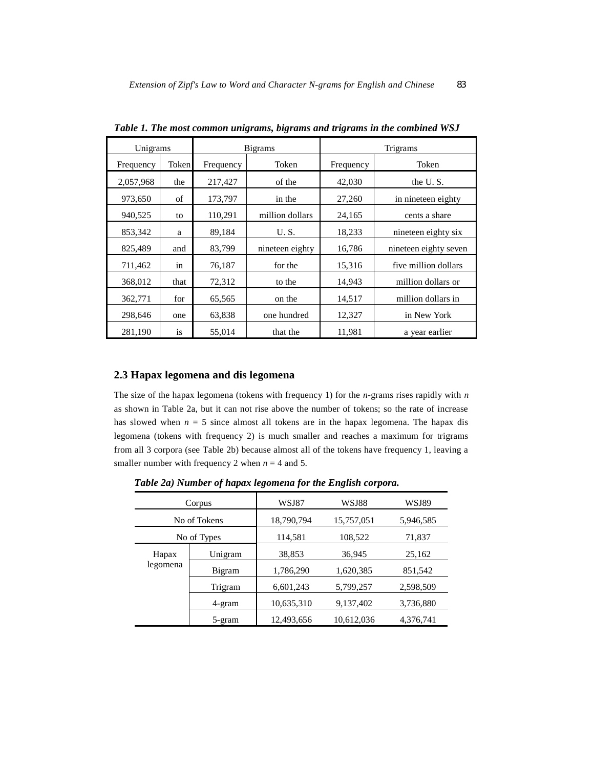*Table 1. The most common unigrams, bigrams and trigrams in the combined WSJ*

| Unigrams | | Bigrams | | Trigrams | |
|---|---|---|---|---|---|
| Frequency | Token | Frequency | Token | Frequency | Token |
| 2,057,968 | the | 217,427 | of the | 42,030 | the U. S. |
| 973,650 | of | 173,797 | in the | 27,260 | in nineteen eighty |
| 940,525 | to | 110,291 | million dollars | 24,165 | cents a share |
| 853,342 | a | 89,184 | U. S. | 18,233 | nineteen eighty six |
| 825,489 | and | 83,799 | nineteen eighty | 16,786 | nineteen eighty seven |
| 711,462 | in | 76,187 | for the | 15,316 | five million dollars |
| 368,012 | that | 72,312 | to the | 14,943 | million dollars or |
| 362,771 | for | 65,565 | on the | 14,517 | million dollars in |
| 298,646 | one | 63,838 | one hundred | 12,327 | in New York |
| 281,190 | is | 55,014 | that the | 11,981 | a year earlier |

## 2.3 Hapax legomena and dis legomena

The size of the hapax legomena (tokens with frequency 1) for the *n*-grams rises rapidly with *n* as shown in Table 2a, but it can not rise above the number of tokens; so the rate of increase has slowed when $n = 5$ since almost all tokens are in the hapax legomena. The hapax dis legomena (tokens with frequency 2) is much smaller and reaches a maximum for trigrams from all 3 corpora (see Table 2b) because almost all of the tokens have frequency 1, leaving a smaller number with frequency 2 when $n = 4$ and 5.

*Table 2a) Number of hapax legomena for the English corpora.*

| Corpus | | WSJ87 | WSJ88 | WSJ89 |
|---|---|---|---|---|
| No of Tokens | | 18,790,794 | 15,757,051 | 5,946,585 |
| No of Types | | 114,581 | 108,522 | 71,837 |
| Hapax legomena | Unigram | 38,853 | 36,945 | 25,162 |
| | Bigram | 1,786,290 | 1,620,385 | 851,542 |
| | Trigram | 6,601,243 | 5,799,257 | 2,598,509 |
| | 4-gram | 10,635,310 | 9,137,402 | 3,736,880 |
| | 5-gram | 12,493,656 | 10,612,036 | 4,376,741 |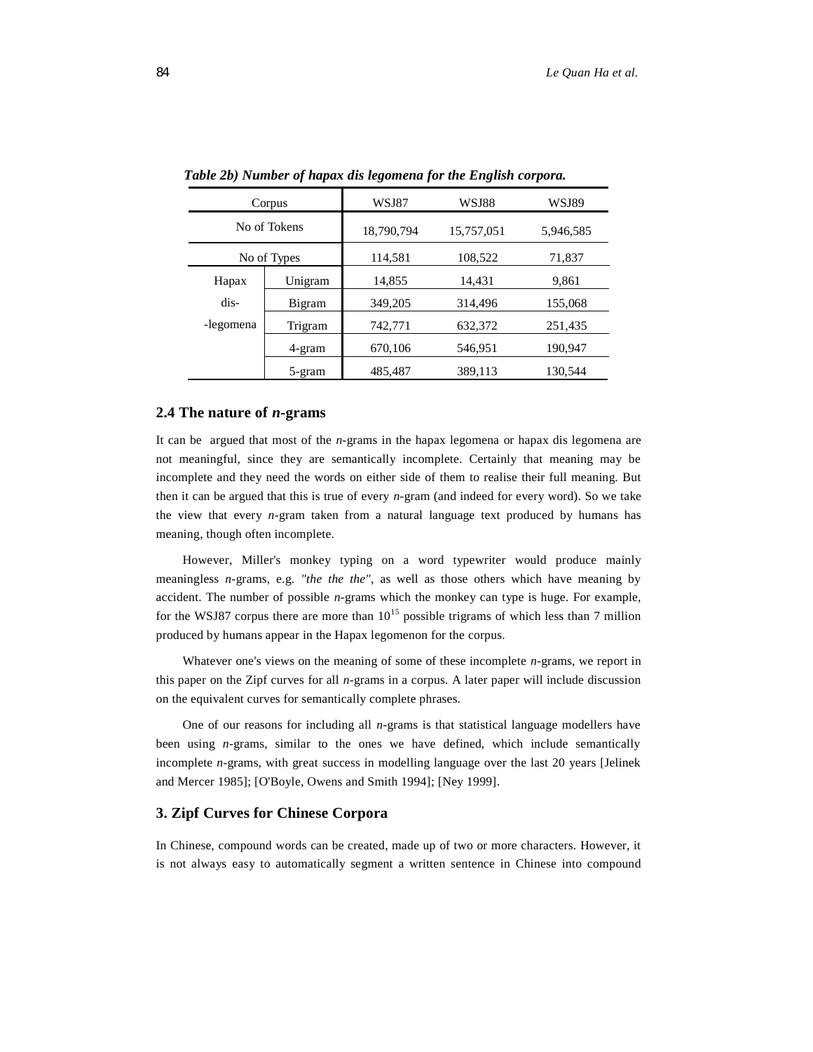*Table 2b) Number of hapax dis legomena for the English corpora.*

| Corpus | | WSJ87 | WSJ88 | WSJ89 |
|---|---|---|---|---|
| No of Tokens | | 18,790,794 | 15,757,051 | 5,946,585 |
| No of Types | | 114,581 | 108,522 | 71,837 |
| Hapax dis--legomena | Unigram | 14,855 | 14,431 | 9,861 |
| | Bigram | 349,205 | 314,496 | 155,068 |
| | Trigram | 742,771 | 632,372 | 251,435 |
| | 4-gram | 670,106 | 546,951 | 190,947 |
| | 5-gram | 485,487 | 389,113 | 130,544 |

## 2.4 The nature of *n*-grams

It can be argued that most of the *n*-grams in the hapax legomena or hapax dis legomena are not meaningful, since they are semantically incomplete. Certainly that meaning may be incomplete and they need the words on either side of them to realise their full meaning. But then it can be argued that this is true of every *n*-gram (and indeed for every word). So we take the view that every *n*-gram taken from a natural language text produced by humans has meaning, though often incomplete.

However, Miller's monkey typing on a word typewriter would produce mainly meaningless *n*-grams, e.g. *"the the the"*, as well as those others which have meaning by accident. The number of possible *n*-grams which the monkey can type is huge. For example, for the WSJ87 corpus there are more than $10^{15}$ possible trigrams of which less than 7 million produced by humans appear in the Hapax legomenon for the corpus.

Whatever one's views on the meaning of some of these incomplete *n*-grams, we report in this paper on the Zipf curves for all *n*-grams in a corpus. A later paper will include discussion on the equivalent curves for semantically complete phrases.

One of our reasons for including all *n*-grams is that statistical language modellers have been using *n*-grams, similar to the ones we have defined, which include semantically incomplete *n*-grams, with great success in modelling language over the last 20 years [Jelinek and Mercer 1985]; [O'Boyle, Owens and Smith 1994]; [Ney 1999].

## 3. Zipf Curves for Chinese Corpora

In Chinese, compound words can be created, made up of two or more characters. However, it is not always easy to automatically segment a written sentence in Chinese into compound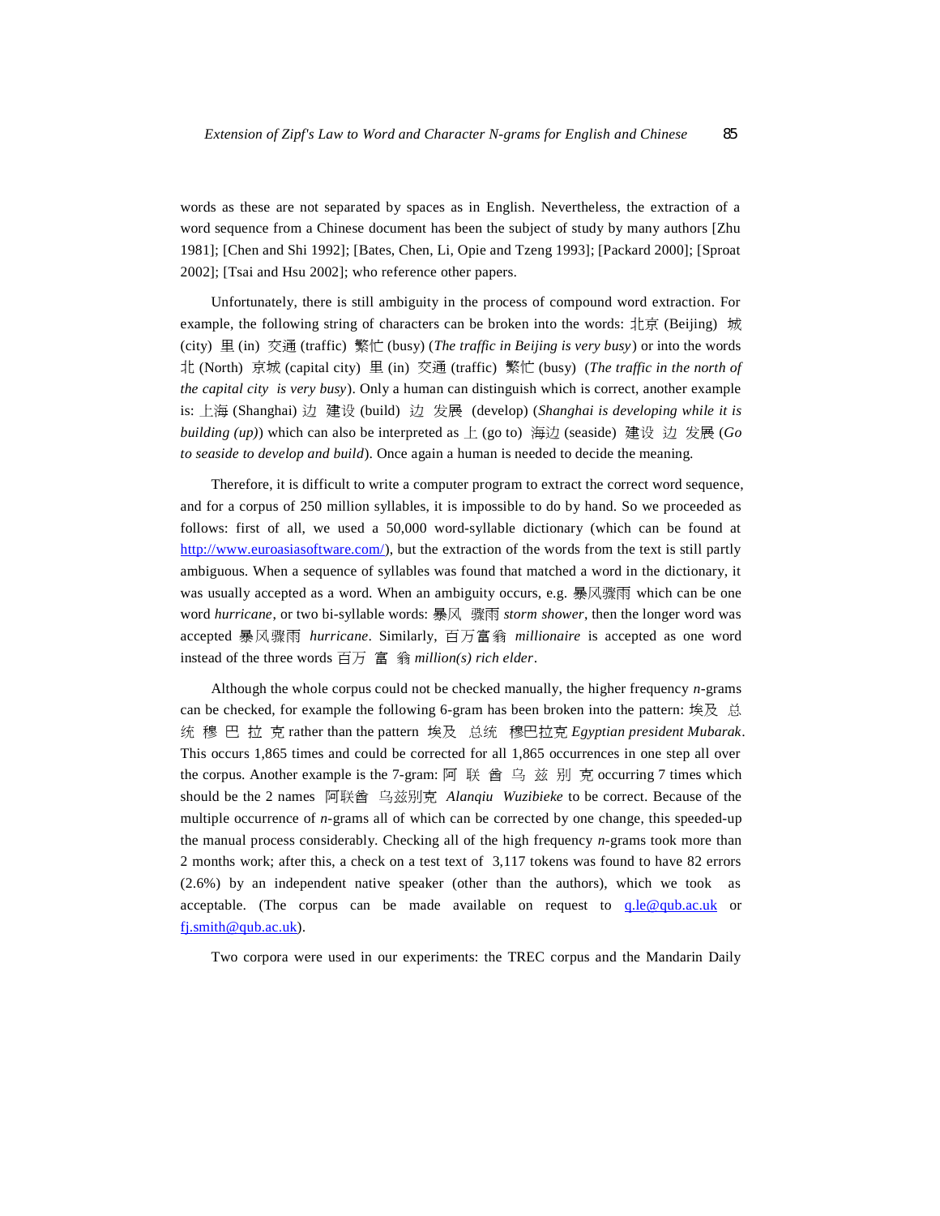words as these are not separated by spaces as in English. Nevertheless, the extraction of a word sequence from a Chinese document has been the subject of study by many authors [Zhu 1981]; [Chen and Shi 1992]; [Bates, Chen, Li, Opie and Tzeng 1993]; [Packard 2000]; [Sproat 2002]; [Tsai and Hsu 2002]; who reference other papers.

Unfortunately, there is still ambiguity in the process of compound word extraction. For example, the following string of characters can be broken into the words: 北京 (Beijing) 城 (city) 里 (in) 交通 (traffic) 繁忙 (busy) (*The traffic in Beijing is very busy*) or into the words 北 (North) 京城 (capital city) 里 (in) 交通 (traffic) 繁忙 (busy) (*The traffic in the north of the capital city is very busy*). Only a human can distinguish which is correct, another example is: 上海 (Shanghai) 边 建设 (build) 边 发展 (develop) (*Shanghai is developing while it is building (up)*) which can also be interpreted as 上 (go to) 海边 (seaside) 建设 边 发展 (*Go to seaside to develop and build*). Once again a human is needed to decide the meaning.

Therefore, it is difficult to write a computer program to extract the correct word sequence, and for a corpus of 250 million syllables, it is impossible to do by hand. So we proceeded as follows: first of all, we used a 50,000 word-syllable dictionary (which can be found at http://www.euroasiasoftware.com/), but the extraction of the words from the text is still partly ambiguous. When a sequence of syllables was found that matched a word in the dictionary, it was usually accepted as a word. When an ambiguity occurs, e.g. 暴风骤雨 which can be one word *hurricane*, or two bi-syllable words: 暴风 骤雨 *storm shower*, then the longer word was accepted 暴风骤雨 *hurricane*. Similarly, 百万富翁 *millionaire* is accepted as one word instead of the three words 百万 富 翁 *million(s) rich elder*.

Although the whole corpus could not be checked manually, the higher frequency *n*-grams can be checked, for example the following 6-gram has been broken into the pattern: 埃及 总 统 穆 巴 拉 克 rather than the pattern 埃及 总统 穆巴拉克 *Egyptian president Mubarak*. This occurs 1,865 times and could be corrected for all 1,865 occurrences in one step all over the corpus. Another example is the 7-gram: 阿 联 酋 乌 兹 别 克 occurring 7 times which should be the 2 names 阿联酋 乌兹别克 *Alanqiu Wuzibieke* to be correct. Because of the multiple occurrence of *n*-grams all of which can be corrected by one change, this speeded-up the manual process considerably. Checking all of the high frequency *n*-grams took more than 2 months work; after this, a check on a test text of 3,117 tokens was found to have 82 errors (2.6%) by an independent native speaker (other than the authors), which we took as acceptable. (The corpus can be made available on request to q.le@qub.ac.uk or fj.smith@qub.ac.uk).

Two corpora were used in our experiments: the TREC corpus and the Mandarin Daily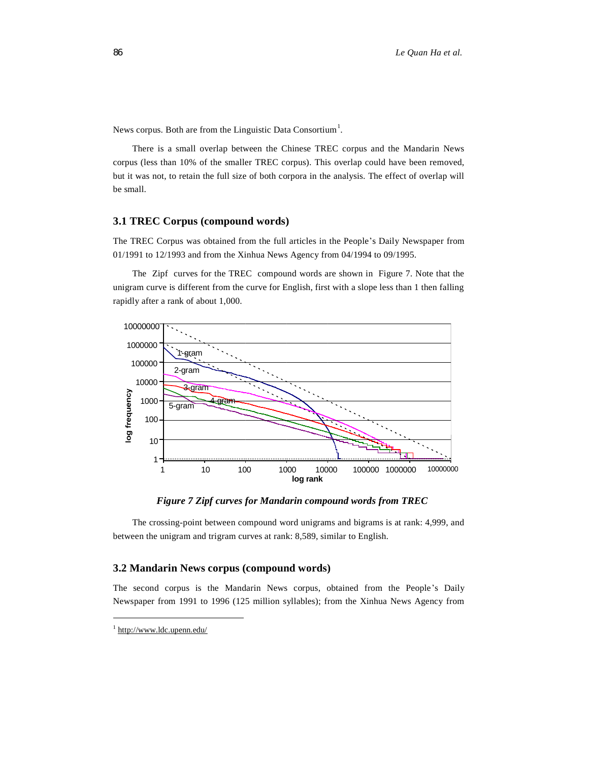News corpus. Both are from the Linguistic Data Consortium[1].

There is a small overlap between the Chinese TREC corpus and the Mandarin News corpus (less than 10% of the smaller TREC corpus). This overlap could have been removed, but it was not, to retain the full size of both corpora in the analysis. The effect of overlap will be small.

## 3.1 TREC Corpus (compound words)

The TREC Corpus was obtained from the full articles in the People's Daily Newspaper from 01/1991 to 12/1993 and from the Xinhua News Agency from 04/1994 to 09/1995.

The Zipf curves for the TREC compound words are shown in Figure 7. Note that the unigram curve is different from the curve for English, first with a slope less than 1 then falling rapidly after a rank of about 1,000.

*Figure 7 Zipf curves for Mandarin compound words from TREC*

The crossing-point between compound word unigrams and bigrams is at rank: 4,999, and between the unigram and trigram curves at rank: 8,589, similar to English.

## 3.2 Mandarin News corpus (compound words)

The second corpus is the Mandarin News corpus, obtained from the People's Daily Newspaper from 1991 to 1996 (125 million syllables); from the Xinhua News Agency from

[1] http://www.ldc.upenn.edu/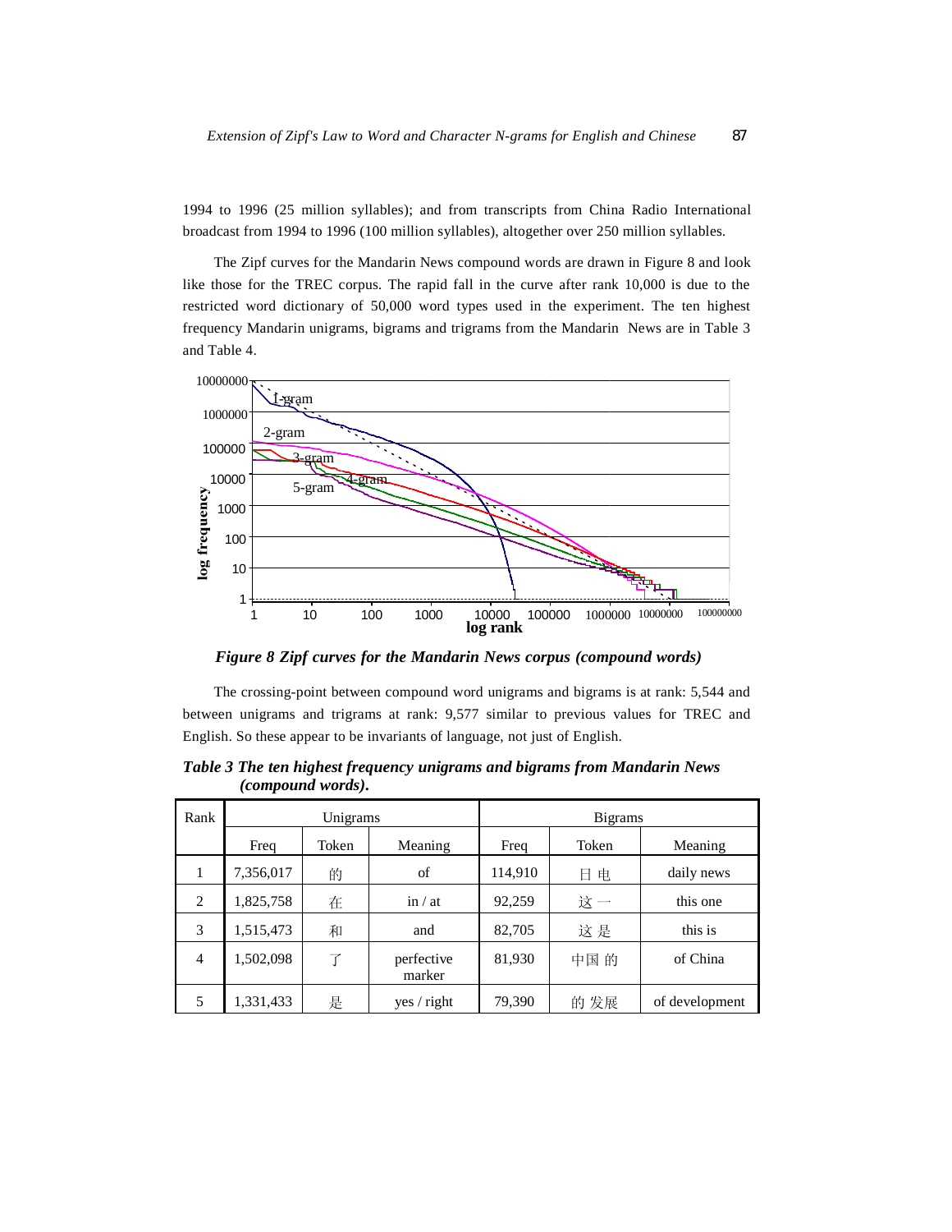1994 to 1996 (25 million syllables); and from transcripts from China Radio International broadcast from 1994 to 1996 (100 million syllables), altogether over 250 million syllables.

The Zipf curves for the Mandarin News compound words are drawn in Figure 8 and look like those for the TREC corpus. The rapid fall in the curve after rank 10,000 is due to the restricted word dictionary of 50,000 word types used in the experiment. The ten highest frequency Mandarin unigrams, bigrams and trigrams from the Mandarin News are in Table 3 and Table 4.

***Figure 8 Zipf curves for the Mandarin News corpus (compound words)***

The crossing-point between compound word unigrams and bigrams is at rank: 5,544 and between unigrams and trigrams at rank: 9,577 similar to previous values for TREC and English. So these appear to be invariants of language, not just of English.

***Table 3 The ten highest frequency unigrams and bigrams from Mandarin News (compound words).***

| Rank | Unigrams | | | Bigrams | | |
|---|---|---|---|---|---|---|
| | Freq | Token | Meaning | Freq | Token | Meaning |
| 1 | 7,356,017 | 的 | of | 114,910 | 日 电 | daily news |
| 2 | 1,825,758 | 在 | in / at | 92,259 | 这 一 | this one |
| 3 | 1,515,473 | 和 | and | 82,705 | 这 是 | this is |
| 4 | 1,502,098 | 了 | perfective marker | 81,930 | 中国 的 | of China |
| 5 | 1,331,433 | 是 | yes / right | 79,390 | 的 发展 | of development |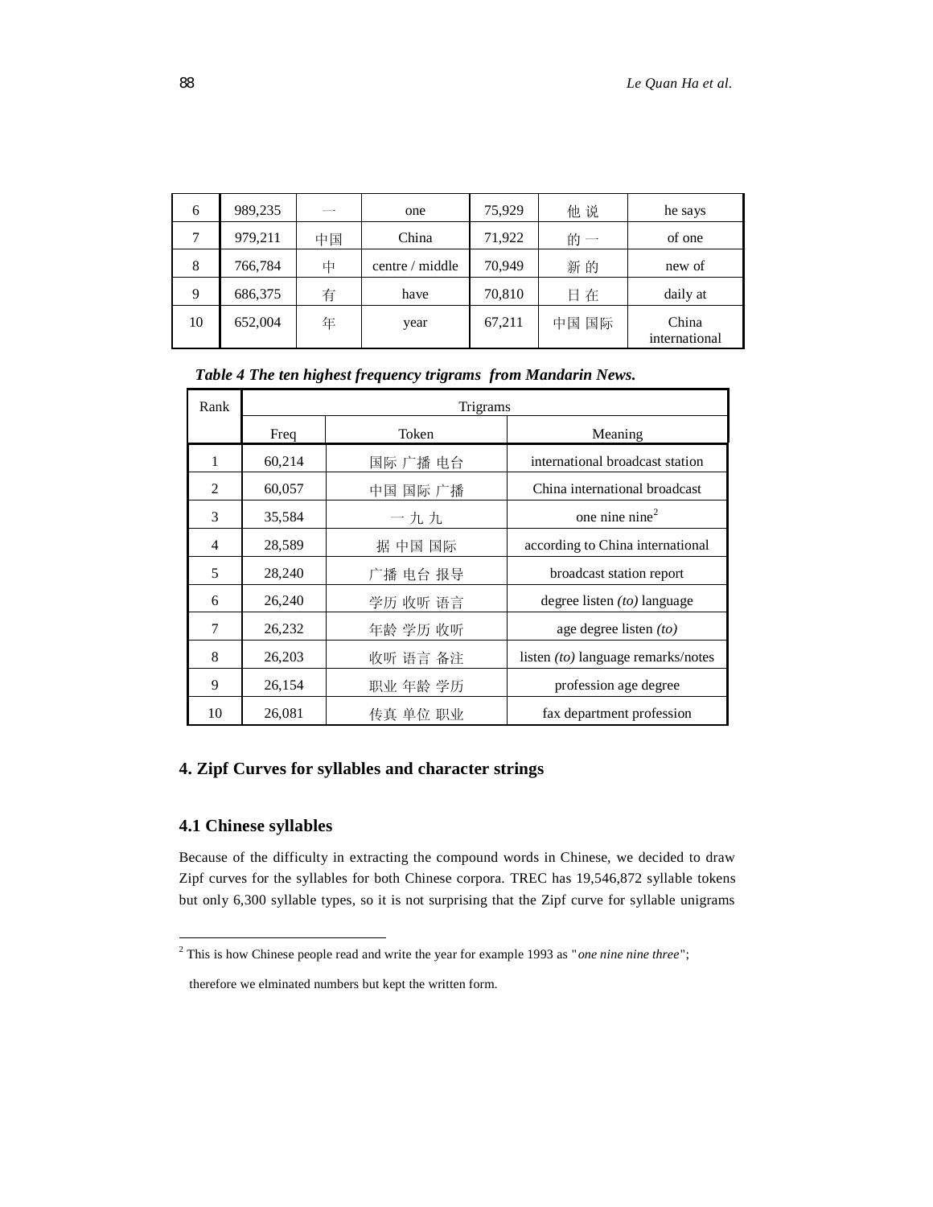| 6 | 989,235 | 一 | one | 75,929 | 他 说 | he says |
|---|---|---|---|---|---|---|
| 7 | 979,211 | 中国 | China | 71,922 | 的 一 | of one |
| 8 | 766,784 | 中 | centre / middle | 70,949 | 新 的 | new of |
| 9 | 686,375 | 有 | have | 70,810 | 日 在 | daily at |
| 10 | 652,004 | 年 | year | 67,211 | 中国 国际 | China international |

***Table 4 The ten highest frequency trigrams from Mandarin News.***

| Rank | Trigrams | | |
|---|---|---|---|
| | Freq | Token | Meaning |
| 1 | 60,214 | 国际 广播 电台 | international broadcast station |
| 2 | 60,057 | 中国 国际 广播 | China international broadcast |
| 3 | 35,584 | 一 九 九 | one nine nine[2] |
| 4 | 28,589 | 据 中国 国际 | according to China international |
| 5 | 28,240 | 广播 电台 报导 | broadcast station report |
| 6 | 26,240 | 学历 收听 语言 | degree listen *(to)* language |
| 7 | 26,232 | 年龄 学历 收听 | age degree listen *(to)* |
| 8 | 26,203 | 收听 语言 备注 | listen *(to)* language remarks/notes |
| 9 | 26,154 | 职业 年龄 学历 | profession age degree |
| 10 | 26,081 | 传真 单位 职业 | fax department profession |

## 4. Zipf Curves for syllables and character strings

### 4.1 Chinese syllables

Because of the difficulty in extracting the compound words in Chinese, we decided to draw Zipf curves for the syllables for both Chinese corpora. TREC has 19,546,872 syllable tokens but only 6,300 syllable types, so it is not surprising that the Zipf curve for syllable unigrams

[2] This is how Chinese people read and write the year for example 1993 as "*one nine nine three*"; therefore we elminated numbers but kept the written form.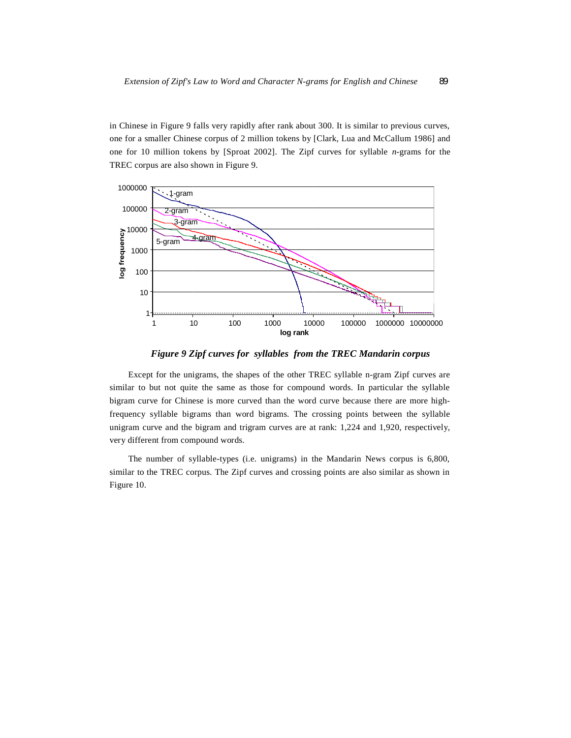in Chinese in Figure 9 falls very rapidly after rank about 300. It is similar to previous curves, one for a smaller Chinese corpus of 2 million tokens by [Clark, Lua and McCallum 1986] and one for 10 million tokens by [Sproat 2002]. The Zipf curves for syllable *n*-grams for the TREC corpus are also shown in Figure 9.

***Figure 9 Zipf curves for syllables from the TREC Mandarin corpus***

Except for the unigrams, the shapes of the other TREC syllable n-gram Zipf curves are similar to but not quite the same as those for compound words. In particular the syllable bigram curve for Chinese is more curved than the word curve because there are more high-frequency syllable bigrams than word bigrams. The crossing points between the syllable unigram curve and the bigram and trigram curves are at rank: 1,224 and 1,920, respectively, very different from compound words.

The number of syllable-types (i.e. unigrams) in the Mandarin News corpus is 6,800, similar to the TREC corpus. The Zipf curves and crossing points are also similar as shown in Figure 10.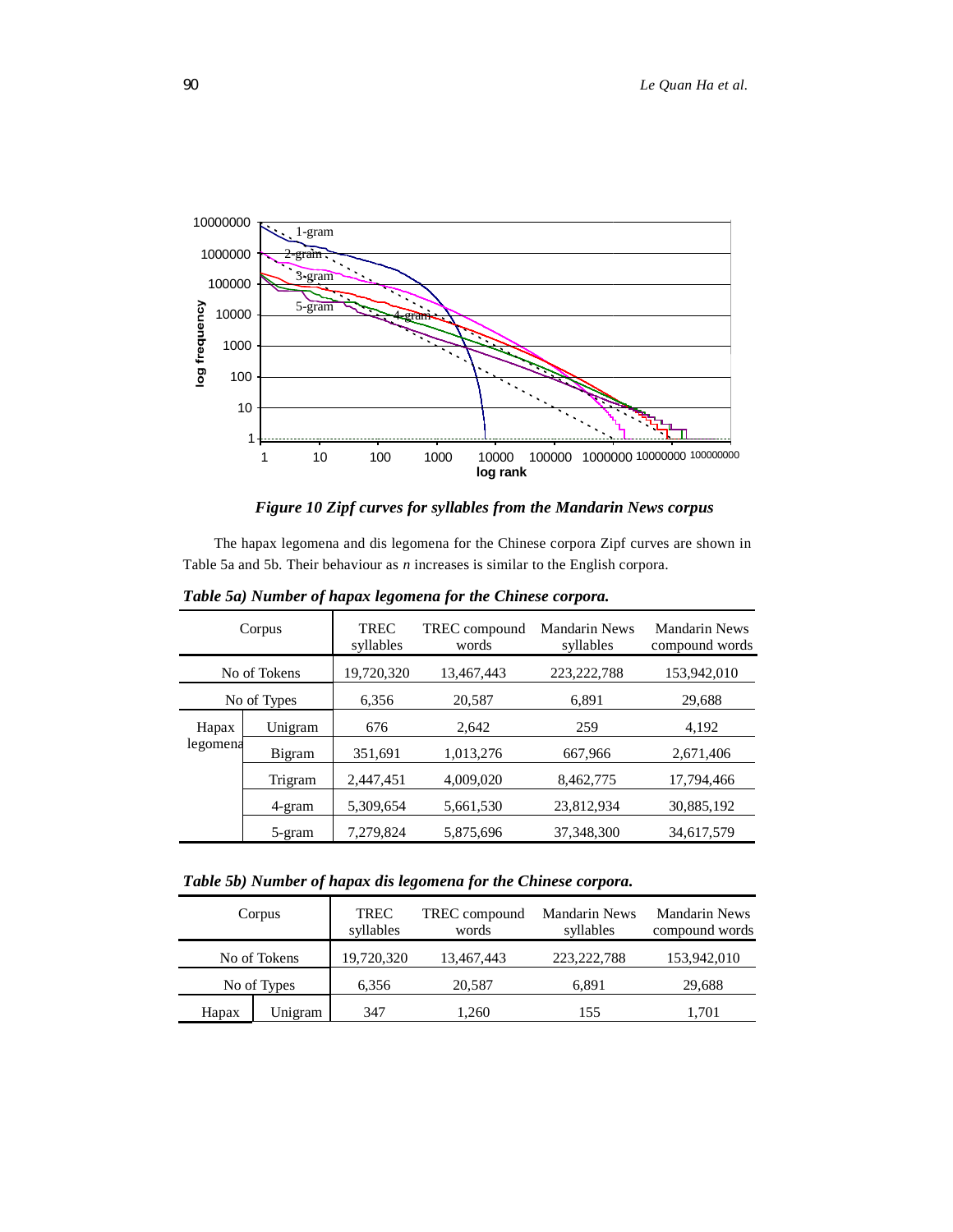*Figure 10 Zipf curves for syllables from the Mandarin News corpus*

The hapax legomena and dis legomena for the Chinese corpora Zipf curves are shown in Table 5a and 5b. Their behaviour as *n* increases is similar to the English corpora.

***Table 5a) Number of hapax legomena for the Chinese corpora.***

| Corpus | | TREC syllables | TREC compound words | Mandarin News syllables | Mandarin News compound words |
|---|---|---|---|---|---|
| No of Tokens | | 19,720,320 | 13,467,443 | 223,222,788 | 153,942,010 |
| No of Types | | 6,356 | 20,587 | 6,891 | 29,688 |
| Hapax legomena | Unigram | 676 | 2,642 | 259 | 4,192 |
| | Bigram | 351,691 | 1,013,276 | 667,966 | 2,671,406 |
| | Trigram | 2,447,451 | 4,009,020 | 8,462,775 | 17,794,466 |
| | 4-gram | 5,309,654 | 5,661,530 | 23,812,934 | 30,885,192 |
| | 5-gram | 7,279,824 | 5,875,696 | 37,348,300 | 34,617,579 |

***Table 5b) Number of hapax dis legomena for the Chinese corpora.***

| Corpus | | TREC syllables | TREC compound words | Mandarin News syllables | Mandarin News compound words |
|---|---|---|---|---|---|
| No of Tokens | | 19,720,320 | 13,467,443 | 223,222,788 | 153,942,010 |
| No of Types | | 6,356 | 20,587 | 6,891 | 29,688 |
| Hapax | Unigram | 347 | 1,260 | 155 | 1,701 |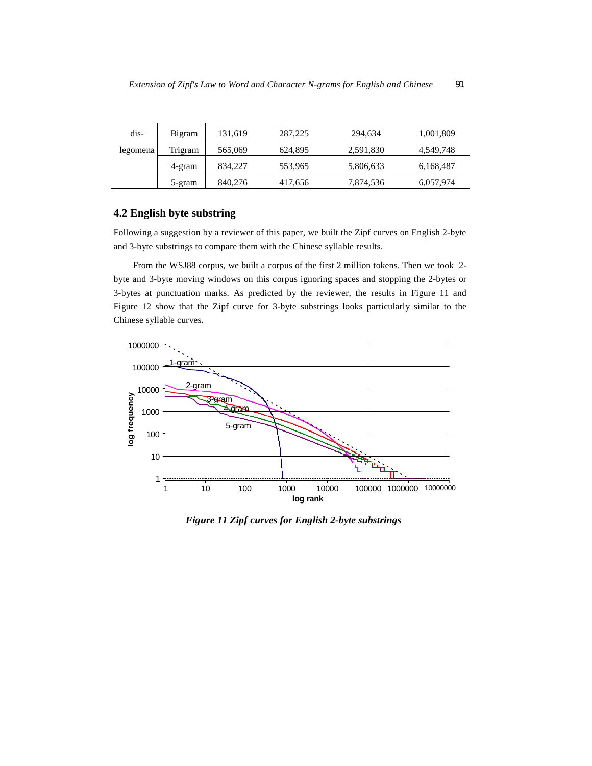| dis- | Bigram | 131,619 | 287,225 | 294,634 | 1,001,809 |
|---|---|---|---|---|---|
| legomena | Trigram | 565,069 | 624,895 | 2,591,830 | 4,549,748 |
| | 4-gram | 834,227 | 553,965 | 5,806,633 | 6,168,487 |
| | 5-gram | 840,276 | 417,656 | 7,874,536 | 6,057,974 |

## 4.2 English byte substring

Following a suggestion by a reviewer of this paper, we built the Zipf curves on English 2-byte and 3-byte substrings to compare them with the Chinese syllable results.

From the WSJ88 corpus, we built a corpus of the first 2 million tokens. Then we took 2-byte and 3-byte moving windows on this corpus ignoring spaces and stopping the 2-bytes or 3-bytes at punctuation marks. As predicted by the reviewer, the results in Figure 11 and Figure 12 show that the Zipf curve for 3-byte substrings looks particularly similar to the Chinese syllable curves.

*Figure 11 Zipf curves for English 2-byte substrings*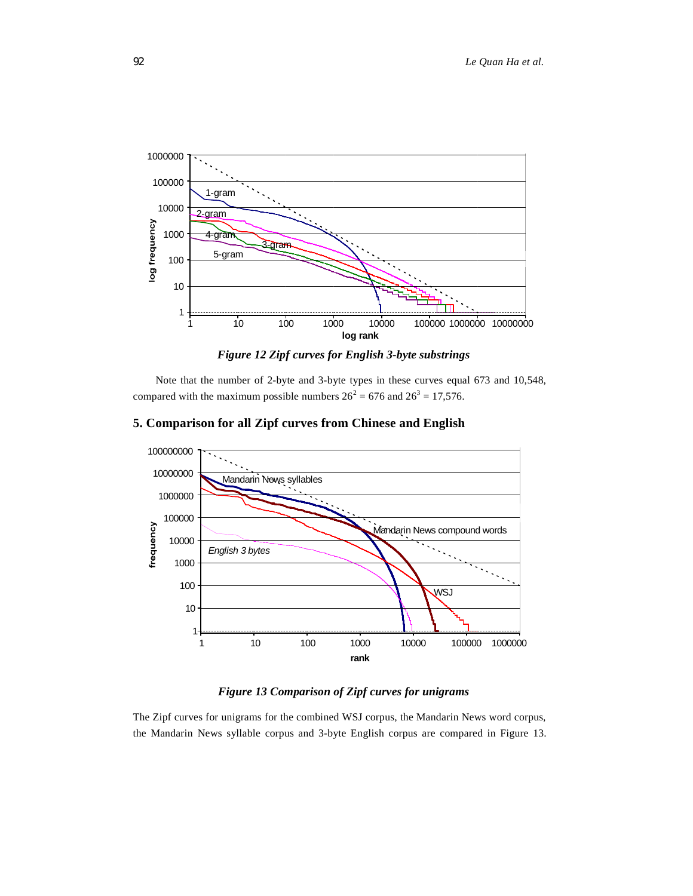*Figure 12 Zipf curves for English 3-byte substrings*

Note that the number of 2-byte and 3-byte types in these curves equal 673 and 10,548, compared with the maximum possible numbers $26^2 = 676$ and $26^3 = 17{,}576$.

## 5. Comparison for all Zipf curves from Chinese and English

*Figure 13 Comparison of Zipf curves for unigrams*

The Zipf curves for unigrams for the combined WSJ corpus, the Mandarin News word corpus, the Mandarin News syllable corpus and 3-byte English corpus are compared in Figure 13.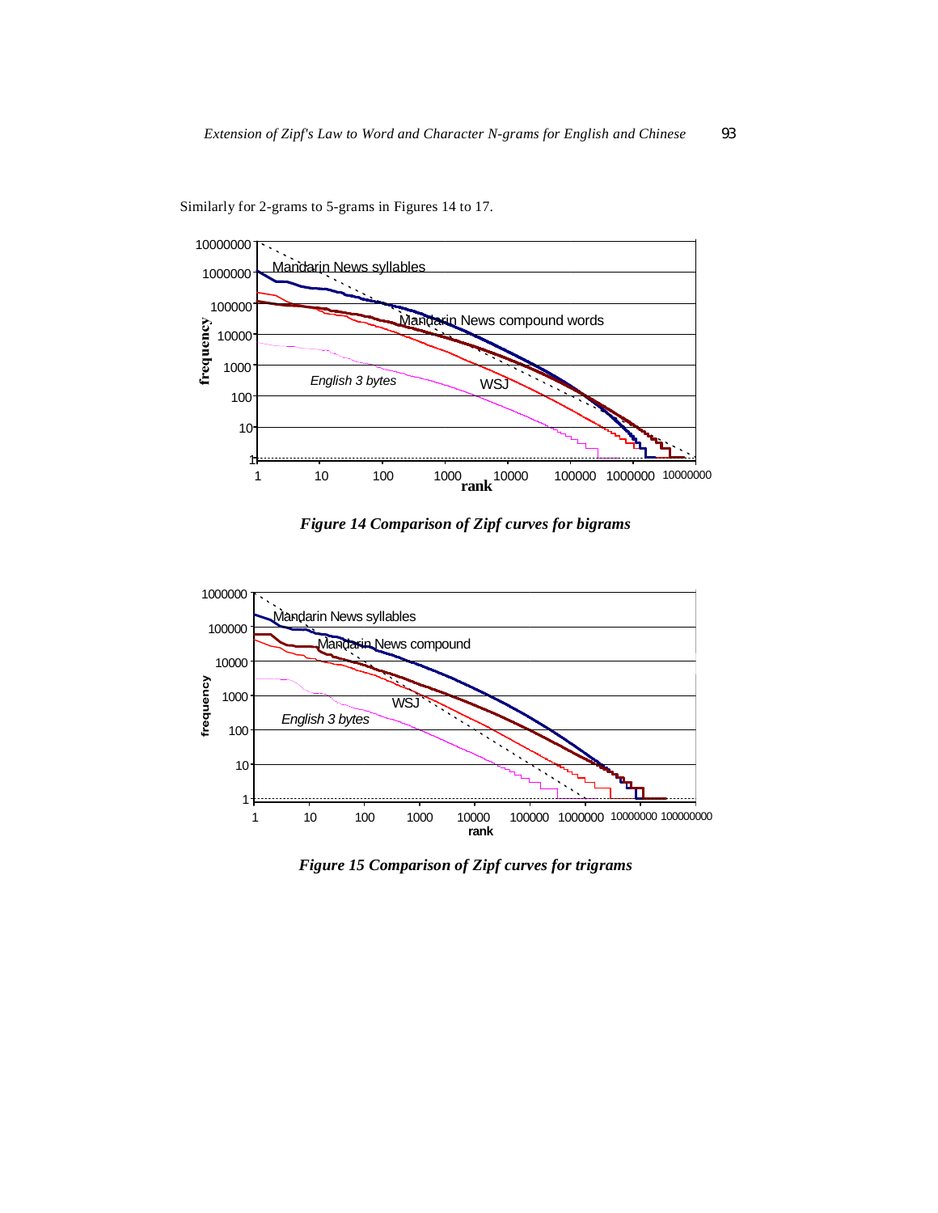Similarly for 2-grams to 5-grams in Figures 14 to 17.

*Figure 14 Comparison of Zipf curves for bigrams*

*Figure 15 Comparison of Zipf curves for trigrams*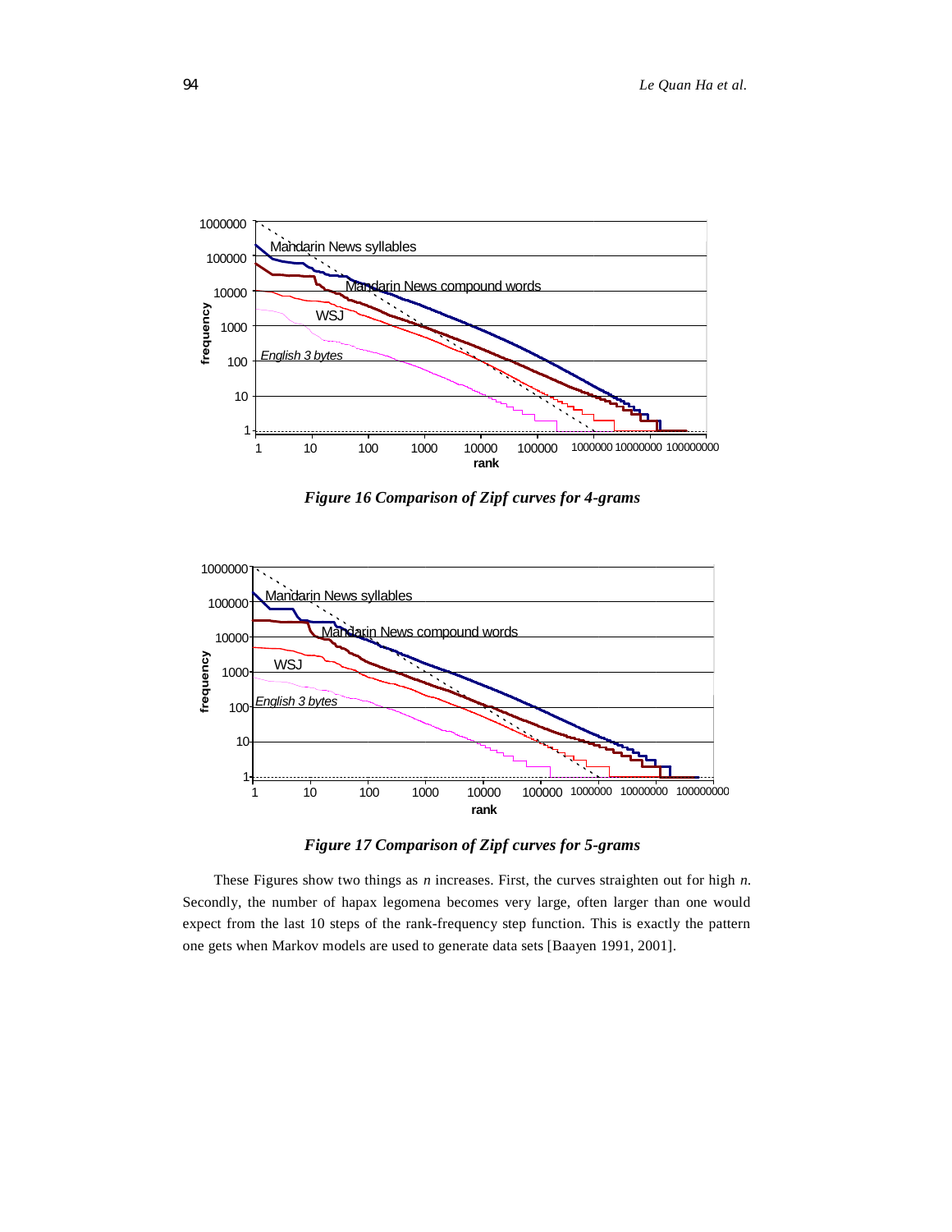*Figure 16 Comparison of Zipf curves for 4-grams*

*Figure 17 Comparison of Zipf curves for 5-grams*

These Figures show two things as *n* increases. First, the curves straighten out for high *n*. Secondly, the number of hapax legomena becomes very large, often larger than one would expect from the last 10 steps of the rank-frequency step function. This is exactly the pattern one gets when Markov models are used to generate data sets [Baayen 1991, 2001].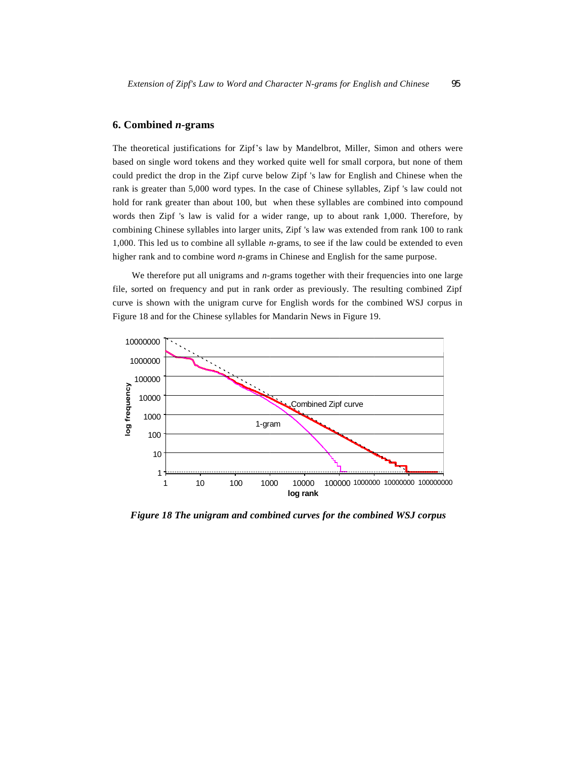## 6. Combined *n*-grams

The theoretical justifications for Zipf's law by Mandelbrot, Miller, Simon and others were based on single word tokens and they worked quite well for small corpora, but none of them could predict the drop in the Zipf curve below Zipf 's law for English and Chinese when the rank is greater than 5,000 word types. In the case of Chinese syllables, Zipf 's law could not hold for rank greater than about 100, but when these syllables are combined into compound words then Zipf 's law is valid for a wider range, up to about rank 1,000. Therefore, by combining Chinese syllables into larger units, Zipf 's law was extended from rank 100 to rank 1,000. This led us to combine all syllable *n*-grams, to see if the law could be extended to even higher rank and to combine word *n*-grams in Chinese and English for the same purpose.

We therefore put all unigrams and *n*-grams together with their frequencies into one large file, sorted on frequency and put in rank order as previously. The resulting combined Zipf curve is shown with the unigram curve for English words for the combined WSJ corpus in Figure 18 and for the Chinese syllables for Mandarin News in Figure 19.

*Figure 18 The unigram and combined curves for the combined WSJ corpus*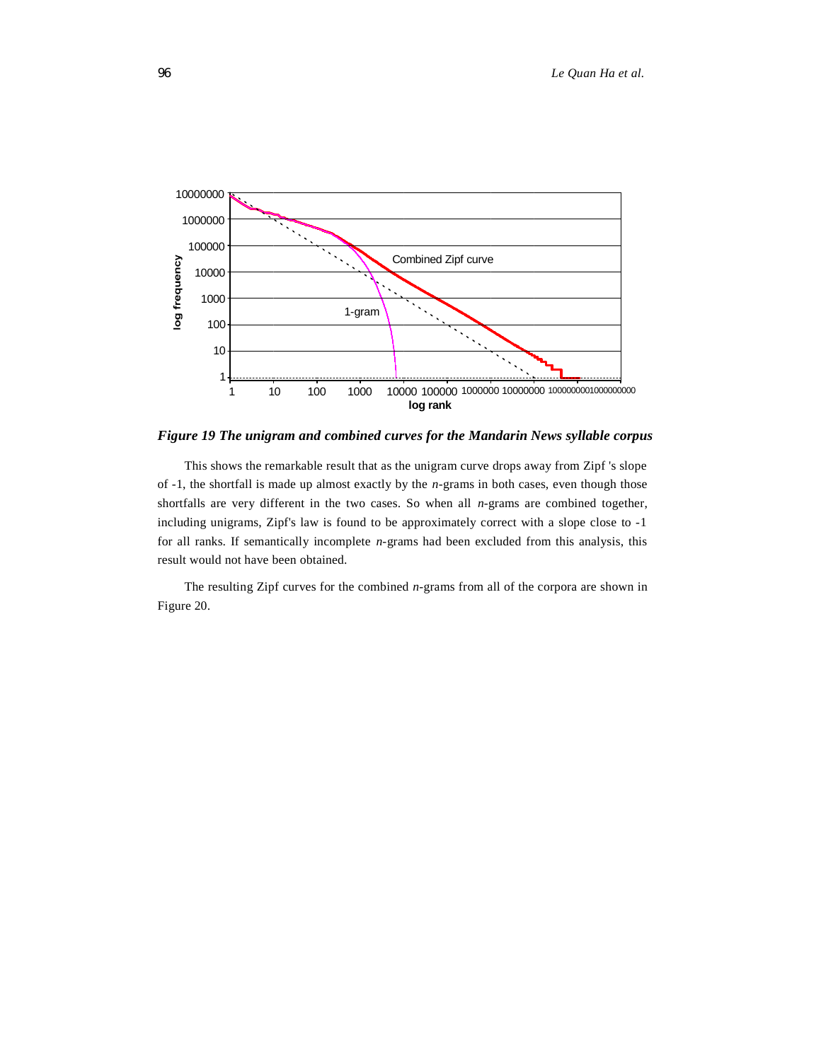*Figure 19 The unigram and combined curves for the Mandarin News syllable corpus*

This shows the remarkable result that as the unigram curve drops away from Zipf 's slope of -1, the shortfall is made up almost exactly by the *n*-grams in both cases, even though those shortfalls are very different in the two cases. So when all *n*-grams are combined together, including unigrams, Zipf's law is found to be approximately correct with a slope close to -1 for all ranks. If semantically incomplete *n*-grams had been excluded from this analysis, this result would not have been obtained.

The resulting Zipf curves for the combined *n*-grams from all of the corpora are shown in Figure 20.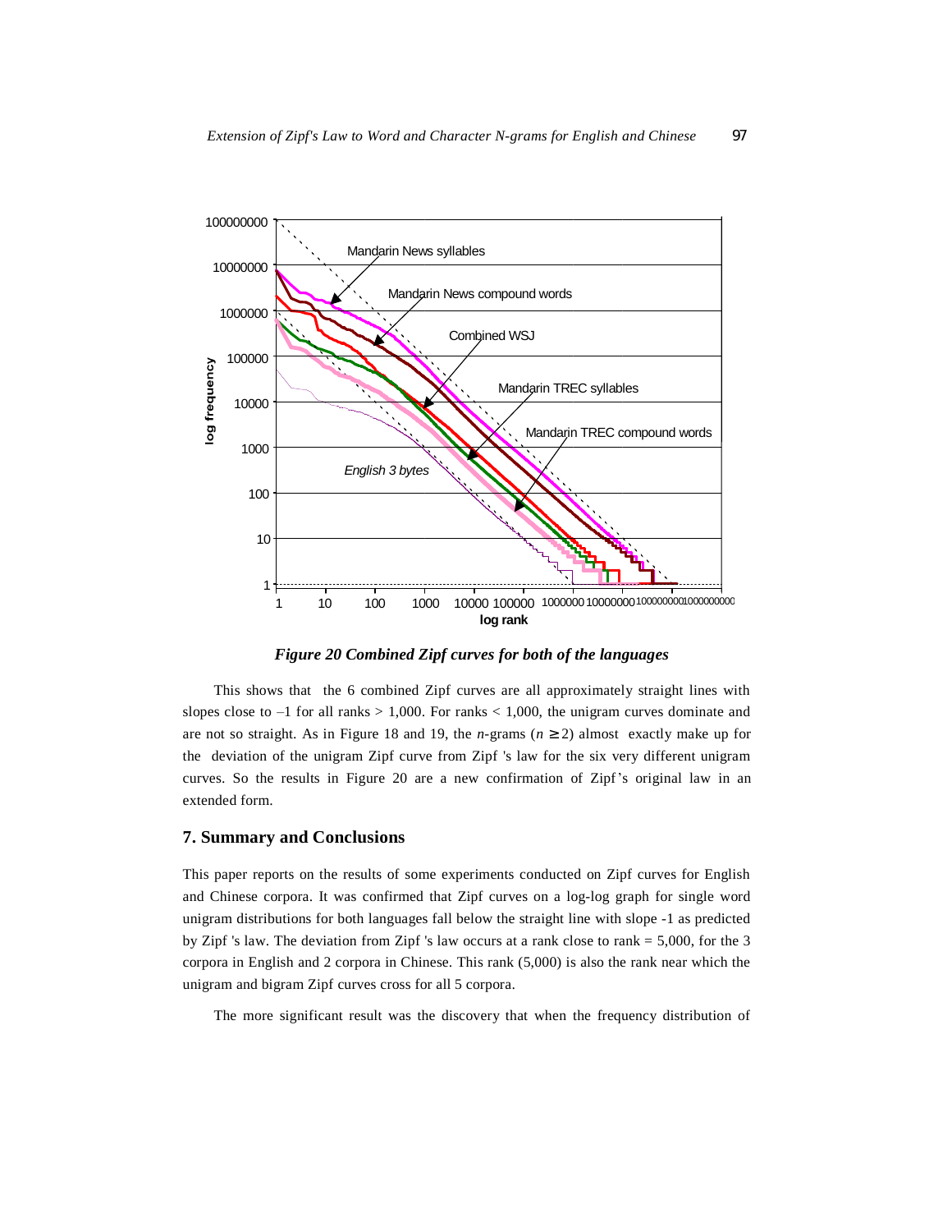*Figure 20 Combined Zipf curves for both of the languages*

This shows that the 6 combined Zipf curves are all approximately straight lines with slopes close to –1 for all ranks > 1,000. For ranks < 1,000, the unigram curves dominate and are not so straight. As in Figure 18 and 19, the $n$-grams ($n \geq 2$) almost exactly make up for the deviation of the unigram Zipf curve from Zipf 's law for the six very different unigram curves. So the results in Figure 20 are a new confirmation of Zipf's original law in an extended form.

## 7. Summary and Conclusions

This paper reports on the results of some experiments conducted on Zipf curves for English and Chinese corpora. It was confirmed that Zipf curves on a log-log graph for single word unigram distributions for both languages fall below the straight line with slope -1 as predicted by Zipf 's law. The deviation from Zipf 's law occurs at a rank close to rank = 5,000, for the 3 corpora in English and 2 corpora in Chinese. This rank (5,000) is also the rank near which the unigram and bigram Zipf curves cross for all 5 corpora.

The more significant result was the discovery that when the frequency distribution of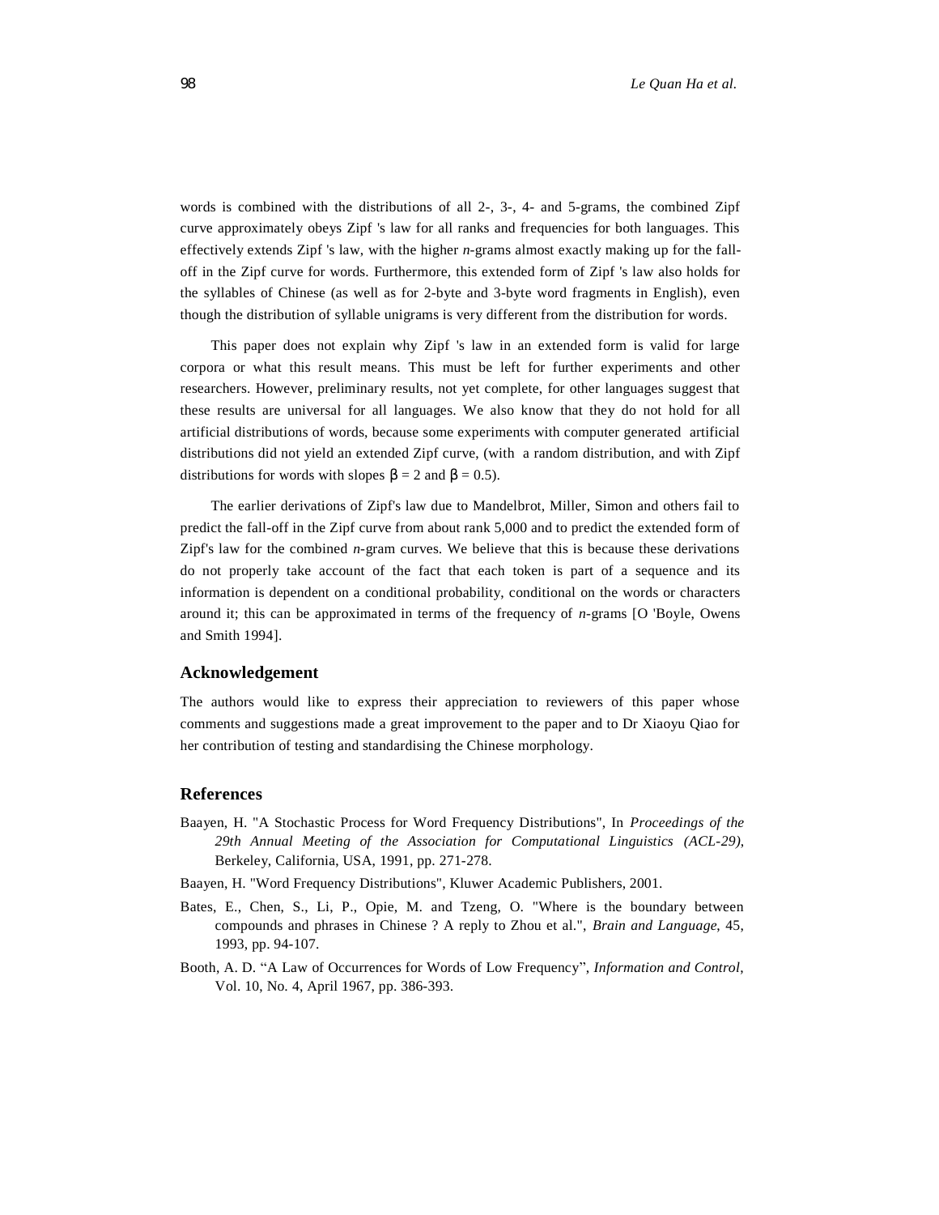words is combined with the distributions of all 2-, 3-, 4- and 5-grams, the combined Zipf curve approximately obeys Zipf 's law for all ranks and frequencies for both languages. This effectively extends Zipf 's law, with the higher *n*-grams almost exactly making up for the fall-off in the Zipf curve for words. Furthermore, this extended form of Zipf 's law also holds for the syllables of Chinese (as well as for 2-byte and 3-byte word fragments in English), even though the distribution of syllable unigrams is very different from the distribution for words.

This paper does not explain why Zipf 's law in an extended form is valid for large corpora or what this result means. This must be left for further experiments and other researchers. However, preliminary results, not yet complete, for other languages suggest that these results are universal for all languages. We also know that they do not hold for all artificial distributions of words, because some experiments with computer generated artificial distributions did not yield an extended Zipf curve, (with a random distribution, and with Zipf distributions for words with slopes $\beta = 2$ and $\beta = 0.5$).

The earlier derivations of Zipf's law due to Mandelbrot, Miller, Simon and others fail to predict the fall-off in the Zipf curve from about rank 5,000 and to predict the extended form of Zipf's law for the combined *n*-gram curves. We believe that this is because these derivations do not properly take account of the fact that each token is part of a sequence and its information is dependent on a conditional probability, conditional on the words or characters around it; this can be approximated in terms of the frequency of *n*-grams [O 'Boyle, Owens and Smith 1994].

## Acknowledgement

The authors would like to express their appreciation to reviewers of this paper whose comments and suggestions made a great improvement to the paper and to Dr Xiaoyu Qiao for her contribution of testing and standardising the Chinese morphology.

## References

Baayen, H. "A Stochastic Process for Word Frequency Distributions", In *Proceedings of the 29th Annual Meeting of the Association for Computational Linguistics (ACL-29)*, Berkeley, California, USA, 1991, pp. 271-278.

Baayen, H. "Word Frequency Distributions", Kluwer Academic Publishers, 2001.

Bates, E., Chen, S., Li, P., Opie, M. and Tzeng, O. "Where is the boundary between compounds and phrases in Chinese ? A reply to Zhou et al.", *Brain and Language*, 45, 1993, pp. 94-107.

Booth, A. D. "A Law of Occurrences for Words of Low Frequency", *Information and Control*, Vol. 10, No. 4, April 1967, pp. 386-393.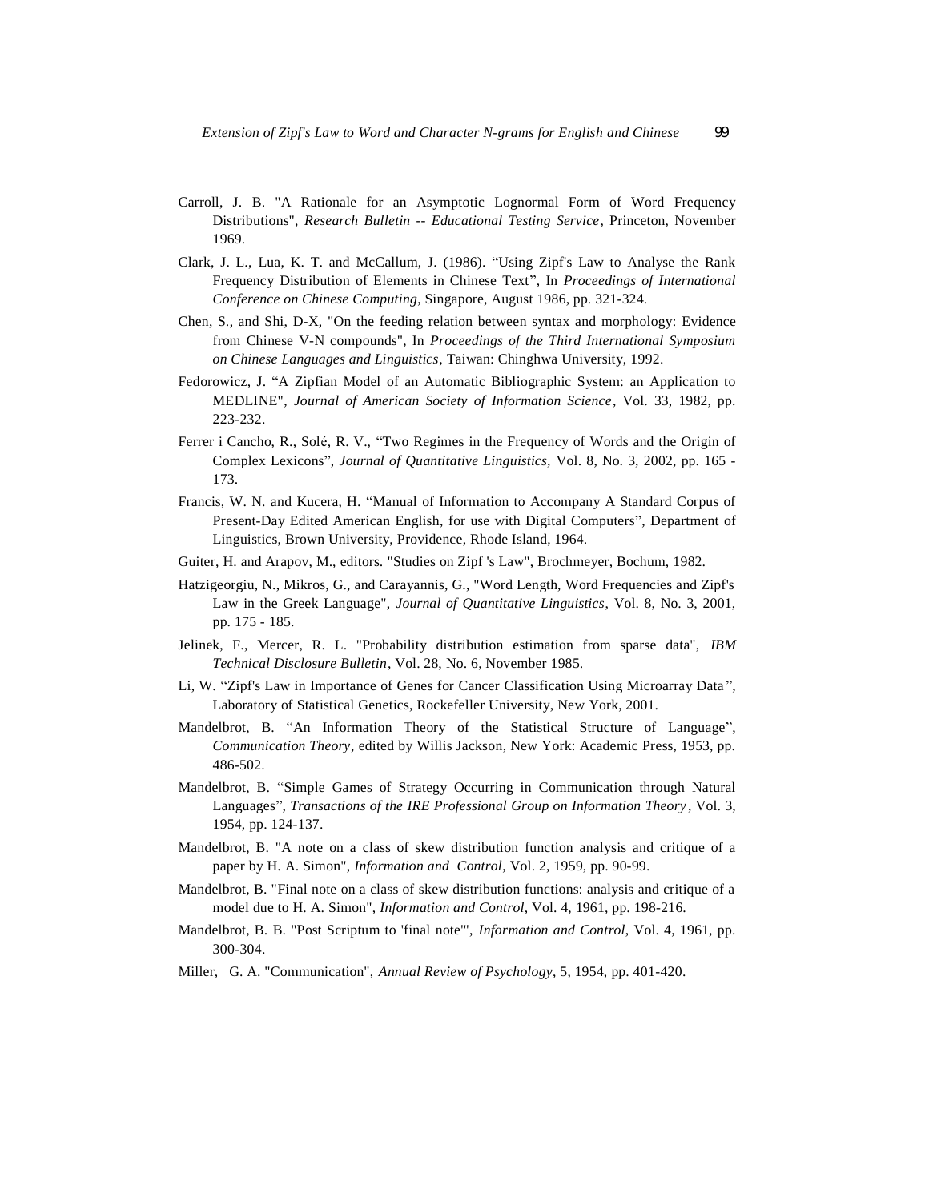Carroll, J. B. "A Rationale for an Asymptotic Lognormal Form of Word Frequency Distributions", *Research Bulletin -- Educational Testing Service*, Princeton, November 1969.

Clark, J. L., Lua, K. T. and McCallum, J. (1986). "Using Zipf's Law to Analyse the Rank Frequency Distribution of Elements in Chinese Text", In *Proceedings of International Conference on Chinese Computing*, Singapore, August 1986, pp. 321-324.

Chen, S., and Shi, D-X, "On the feeding relation between syntax and morphology: Evidence from Chinese V-N compounds", In *Proceedings of the Third International Symposium on Chinese Languages and Linguistics*, Taiwan: Chinghwa University, 1992.

Fedorowicz, J. "A Zipfian Model of an Automatic Bibliographic System: an Application to MEDLINE", *Journal of American Society of Information Science*, Vol. 33, 1982, pp. 223-232.

Ferrer i Cancho, R., Solé, R. V., "Two Regimes in the Frequency of Words and the Origin of Complex Lexicons", *Journal of Quantitative Linguistics*, Vol. 8, No. 3, 2002, pp. 165 - 173.

Francis, W. N. and Kucera, H. "Manual of Information to Accompany A Standard Corpus of Present-Day Edited American English, for use with Digital Computers", Department of Linguistics, Brown University, Providence, Rhode Island, 1964.

Guiter, H. and Arapov, M., editors. "Studies on Zipf 's Law", Brochmeyer, Bochum, 1982.

Hatzigeorgiu, N., Mikros, G., and Carayannis, G., "Word Length, Word Frequencies and Zipf's Law in the Greek Language", *Journal of Quantitative Linguistics*, Vol. 8, No. 3, 2001, pp. 175 - 185.

Jelinek, F., Mercer, R. L. "Probability distribution estimation from sparse data", *IBM Technical Disclosure Bulletin*, Vol. 28, No. 6, November 1985.

Li, W. "Zipf's Law in Importance of Genes for Cancer Classification Using Microarray Data", Laboratory of Statistical Genetics, Rockefeller University, New York, 2001.

Mandelbrot, B. "An Information Theory of the Statistical Structure of Language", *Communication Theory*, edited by Willis Jackson, New York: Academic Press, 1953, pp. 486-502.

Mandelbrot, B. "Simple Games of Strategy Occurring in Communication through Natural Languages", *Transactions of the IRE Professional Group on Information Theory*, Vol. 3, 1954, pp. 124-137.

Mandelbrot, B. "A note on a class of skew distribution function analysis and critique of a paper by H. A. Simon", *Information and Control*, Vol. 2, 1959, pp. 90-99.

Mandelbrot, B. "Final note on a class of skew distribution functions: analysis and critique of a model due to H. A. Simon", *Information and Control*, Vol. 4, 1961, pp. 198-216.

Mandelbrot, B. B. "Post Scriptum to 'final note'", *Information and Control*, Vol. 4, 1961, pp. 300-304.

Miller, G. A. "Communication", *Annual Review of Psychology*, 5, 1954, pp. 401-420.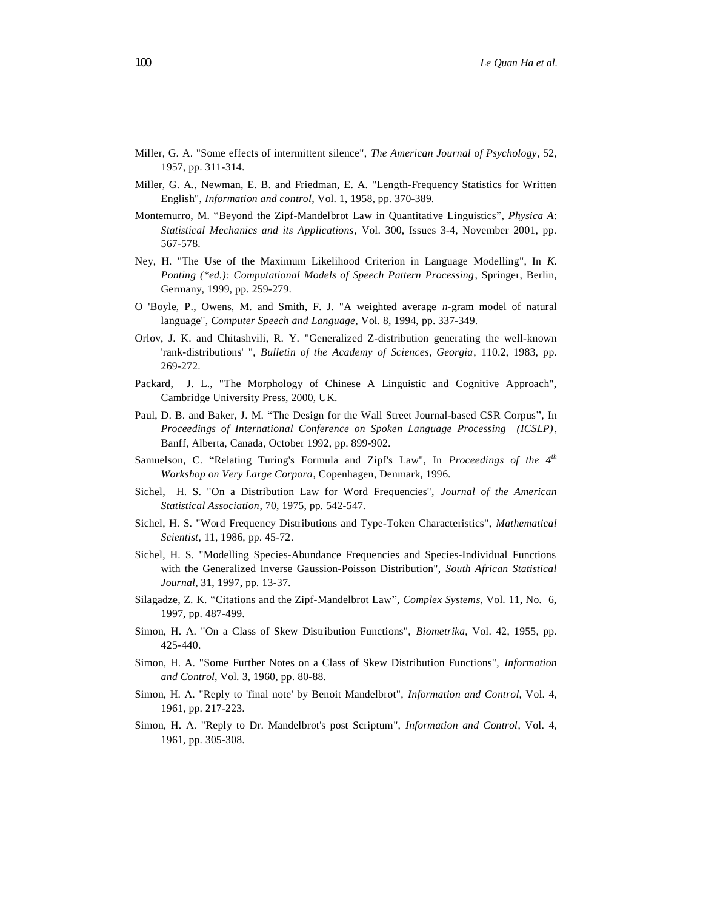Miller, G. A. "Some effects of intermittent silence", *The American Journal of Psychology*, 52, 1957, pp. 311-314.

Miller, G. A., Newman, E. B. and Friedman, E. A. "Length-Frequency Statistics for Written English", *Information and control*, Vol. 1, 1958, pp. 370-389.

Montemurro, M. "Beyond the Zipf-Mandelbrot Law in Quantitative Linguistics", *Physica A: Statistical Mechanics and its Applications*, Vol. 300, Issues 3-4, November 2001, pp. 567-578.

Ney, H. "The Use of the Maximum Likelihood Criterion in Language Modelling", In *K. Ponting (\*ed.): Computational Models of Speech Pattern Processing*, Springer, Berlin, Germany, 1999, pp. 259-279.

O 'Boyle, P., Owens, M. and Smith, F. J. "A weighted average *n*-gram model of natural language", *Computer Speech and Language*, Vol. 8, 1994, pp. 337-349.

Orlov, J. K. and Chitashvili, R. Y. "Generalized Z-distribution generating the well-known 'rank-distributions' ", *Bulletin of the Academy of Sciences, Georgia*, 110.2, 1983, pp. 269-272.

Packard, J. L., "The Morphology of Chinese A Linguistic and Cognitive Approach", Cambridge University Press, 2000, UK.

Paul, D. B. and Baker, J. M. "The Design for the Wall Street Journal-based CSR Corpus", In *Proceedings of International Conference on Spoken Language Processing (ICSLP)*, Banff, Alberta, Canada, October 1992, pp. 899-902.

Samuelson, C. "Relating Turing's Formula and Zipf's Law", In *Proceedings of the 4th Workshop on Very Large Corpora*, Copenhagen, Denmark, 1996.

Sichel, H. S. "On a Distribution Law for Word Frequencies", *Journal of the American Statistical Association*, 70, 1975, pp. 542-547.

Sichel, H. S. "Word Frequency Distributions and Type-Token Characteristics", *Mathematical Scientist*, 11, 1986, pp. 45-72.

Sichel, H. S. "Modelling Species-Abundance Frequencies and Species-Individual Functions with the Generalized Inverse Gaussion-Poisson Distribution", *South African Statistical Journal*, 31, 1997, pp. 13-37.

Silagadze, Z. K. "Citations and the Zipf-Mandelbrot Law", *Complex Systems*, Vol. 11, No. 6, 1997, pp. 487-499.

Simon, H. A. "On a Class of Skew Distribution Functions", *Biometrika*, Vol. 42, 1955, pp. 425-440.

Simon, H. A. "Some Further Notes on a Class of Skew Distribution Functions", *Information and Control*, Vol. 3, 1960, pp. 80-88.

Simon, H. A. "Reply to 'final note' by Benoit Mandelbrot", *Information and Control*, Vol. 4, 1961, pp. 217-223.

Simon, H. A. "Reply to Dr. Mandelbrot's post Scriptum", *Information and Control*, Vol. 4, 1961, pp. 305-308.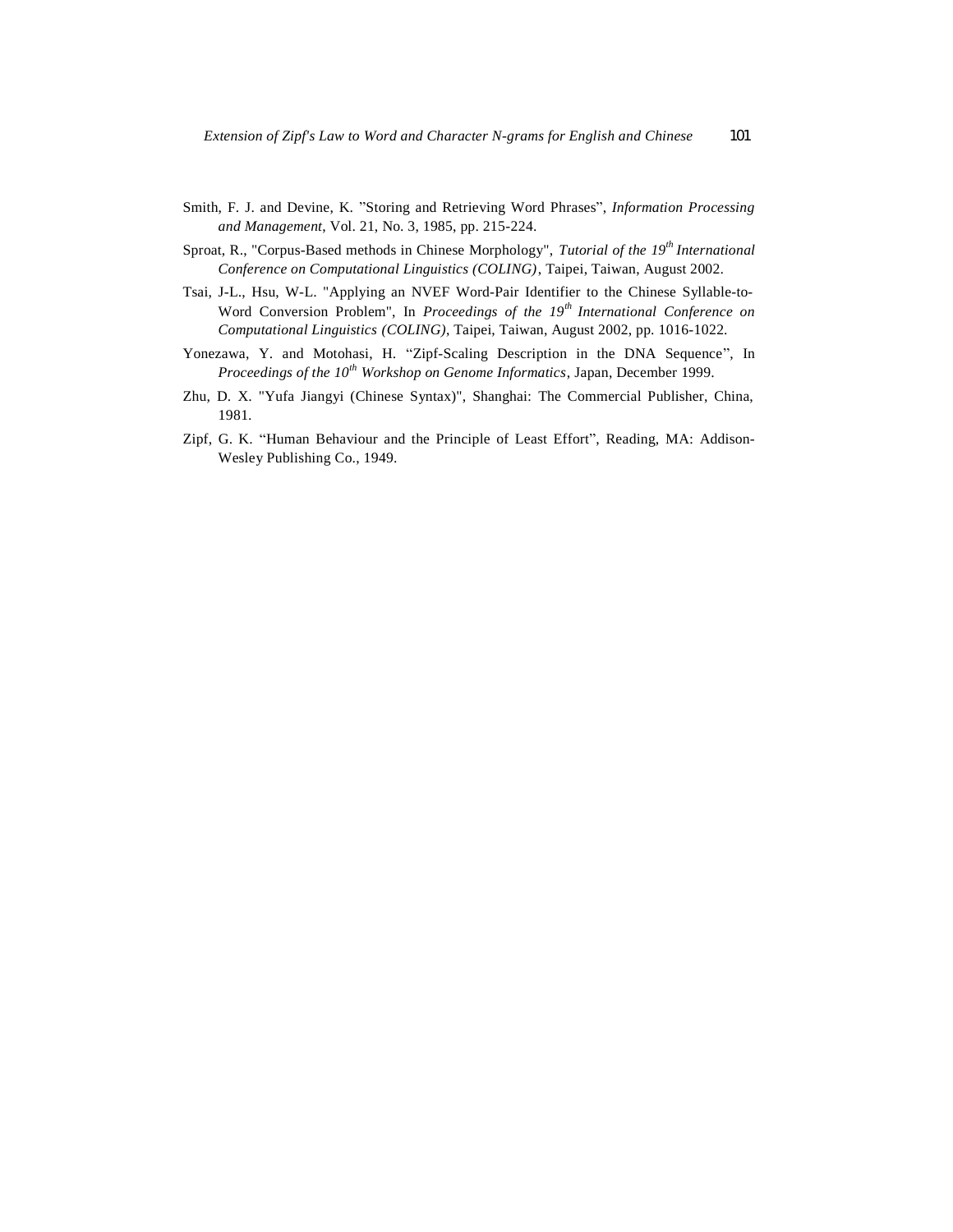Smith, F. J. and Devine, K. "Storing and Retrieving Word Phrases", *Information Processing and Management*, Vol. 21, No. 3, 1985, pp. 215-224.

Sproat, R., "Corpus-Based methods in Chinese Morphology", *Tutorial of the 19th International Conference on Computational Linguistics (COLING)*, Taipei, Taiwan, August 2002.

Tsai, J-L., Hsu, W-L. "Applying an NVEF Word-Pair Identifier to the Chinese Syllable-to-Word Conversion Problem", In *Proceedings of the 19th International Conference on Computational Linguistics (COLING)*, Taipei, Taiwan, August 2002, pp. 1016-1022.

Yonezawa, Y. and Motohasi, H. "Zipf-Scaling Description in the DNA Sequence", In *Proceedings of the 10th Workshop on Genome Informatics*, Japan, December 1999.

Zhu, D. X. "Yufa Jiangyi (Chinese Syntax)", Shanghai: The Commercial Publisher, China, 1981.

Zipf, G. K. "Human Behaviour and the Principle of Least Effort", Reading, MA: Addison-Wesley Publishing Co., 1949.